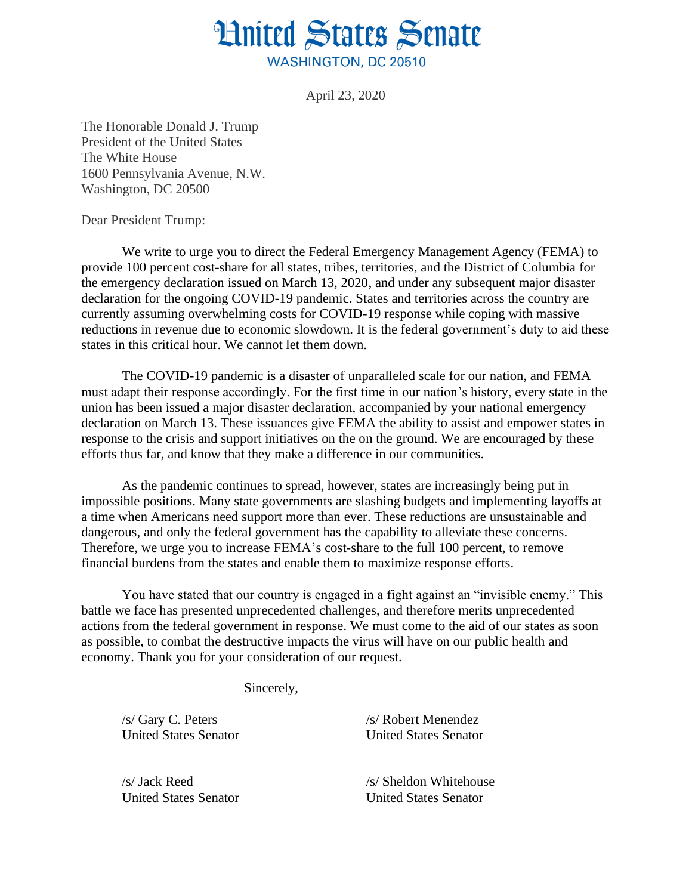# United States Senate

WASHINGTON, DC 20510

April 23, 2020

The Honorable Donald J. Trump
President of the United States
The White House
1600 Pennsylvania Avenue, N.W.
Washington, DC 20500

Dear President Trump:

We write to urge you to direct the Federal Emergency Management Agency (FEMA) to provide 100 percent cost-share for all states, tribes, territories, and the District of Columbia for the emergency declaration issued on March 13, 2020, and under any subsequent major disaster declaration for the ongoing COVID-19 pandemic. States and territories across the country are currently assuming overwhelming costs for COVID-19 response while coping with massive reductions in revenue due to economic slowdown. It is the federal government's duty to aid these states in this critical hour. We cannot let them down.

The COVID-19 pandemic is a disaster of unparalleled scale for our nation, and FEMA must adapt their response accordingly. For the first time in our nation's history, every state in the union has been issued a major disaster declaration, accompanied by your national emergency declaration on March 13. These issuances give FEMA the ability to assist and empower states in response to the crisis and support initiatives on the on the ground. We are encouraged by these efforts thus far, and know that they make a difference in our communities.

As the pandemic continues to spread, however, states are increasingly being put in impossible positions. Many state governments are slashing budgets and implementing layoffs at a time when Americans need support more than ever. These reductions are unsustainable and dangerous, and only the federal government has the capability to alleviate these concerns. Therefore, we urge you to increase FEMA's cost-share to the full 100 percent, to remove financial burdens from the states and enable them to maximize response efforts.

You have stated that our country is engaged in a fight against an "invisible enemy." This battle we face has presented unprecedented challenges, and therefore merits unprecedented actions from the federal government in response. We must come to the aid of our states as soon as possible, to combat the destructive impacts the virus will have on our public health and economy. Thank you for your consideration of our request.

Sincerely,

/s/ Gary C. Peters
United States Senator

/s/ Robert Menendez
United States Senator

/s/ Jack Reed
United States Senator

/s/ Sheldon Whitehouse
United States Senator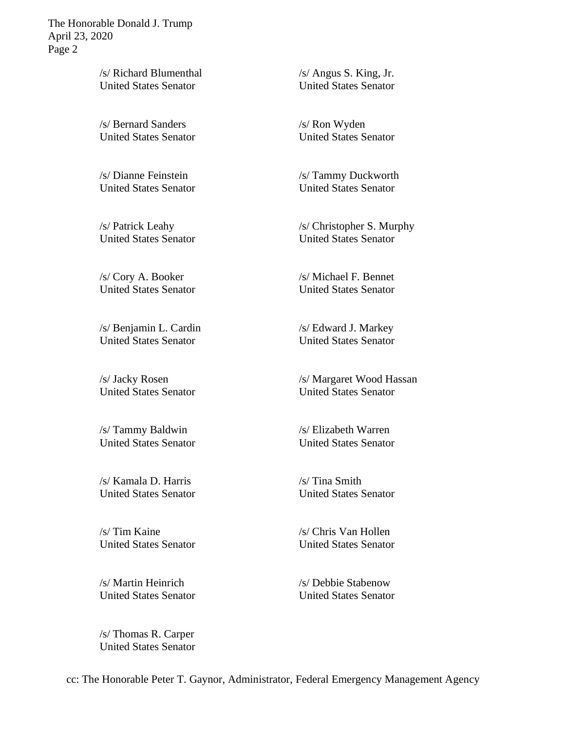/s/ Richard Blumenthal
United States Senator

/s/ Angus S. King, Jr.
United States Senator

/s/ Bernard Sanders
United States Senator

/s/ Ron Wyden
United States Senator

/s/ Dianne Feinstein
United States Senator

/s/ Tammy Duckworth
United States Senator

/s/ Patrick Leahy
United States Senator

/s/ Christopher S. Murphy
United States Senator

/s/ Cory A. Booker
United States Senator

/s/ Michael F. Bennet
United States Senator

/s/ Benjamin L. Cardin
United States Senator

/s/ Edward J. Markey
United States Senator

/s/ Jacky Rosen
United States Senator

/s/ Margaret Wood Hassan
United States Senator

/s/ Tammy Baldwin
United States Senator

/s/ Elizabeth Warren
United States Senator

/s/ Kamala D. Harris
United States Senator

/s/ Tina Smith
United States Senator

/s/ Tim Kaine
United States Senator

/s/ Chris Van Hollen
United States Senator

/s/ Martin Heinrich
United States Senator

/s/ Debbie Stabenow
United States Senator

/s/ Thomas R. Carper
United States Senator

cc: The Honorable Peter T. Gaynor, Administrator, Federal Emergency Management Agency